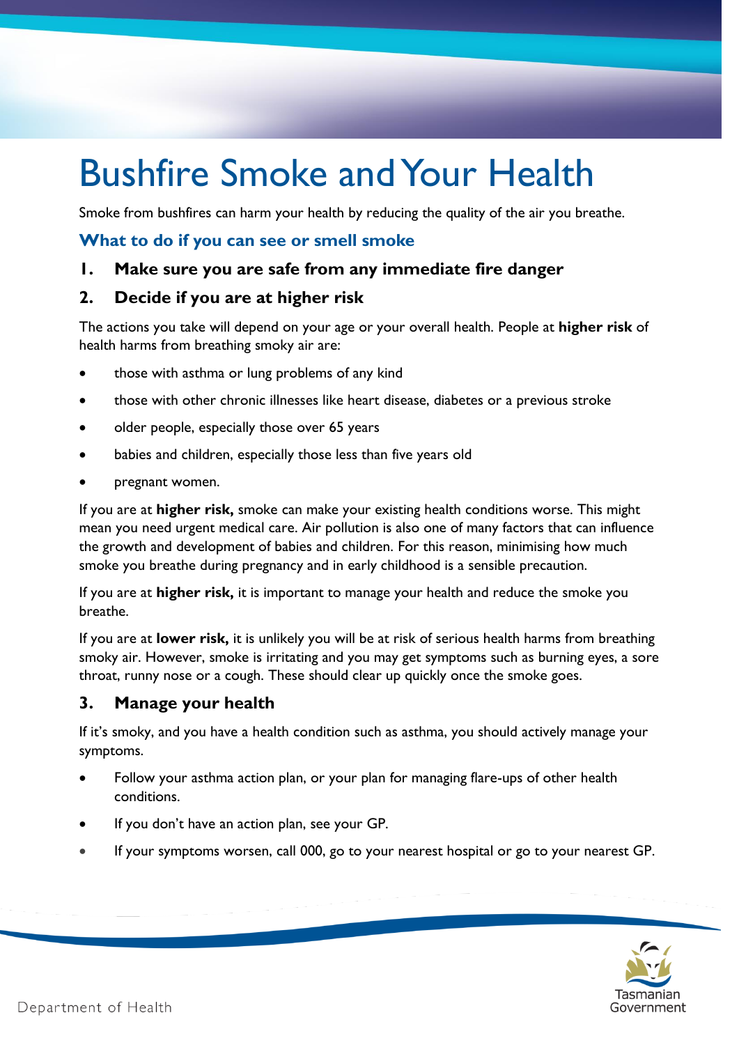# Bushfire Smoke and Your Health

Smoke from bushfires can harm your health by reducing the quality of the air you breathe.

## What to do if you can see or smell smoke

### 1. Make sure you are safe from any immediate fire danger

### 2. Decide if you are at higher risk

The actions you take will depend on your age or your overall health. People at **higher risk** of health harms from breathing smoky air are:

- those with asthma or lung problems of any kind
- those with other chronic illnesses like heart disease, diabetes or a previous stroke
- older people, especially those over 65 years
- babies and children, especially those less than five years old
- pregnant women.

If you are at **higher risk,** smoke can make your existing health conditions worse. This might mean you need urgent medical care. Air pollution is also one of many factors that can influence the growth and development of babies and children. For this reason, minimising how much smoke you breathe during pregnancy and in early childhood is a sensible precaution.

If you are at **higher risk,** it is important to manage your health and reduce the smoke you breathe.

If you are at **lower risk,** it is unlikely you will be at risk of serious health harms from breathing smoky air. However, smoke is irritating and you may get symptoms such as burning eyes, a sore throat, runny nose or a cough. These should clear up quickly once the smoke goes.

### 3. Manage your health

If it's smoky, and you have a health condition such as asthma, you should actively manage your symptoms.

- Follow your asthma action plan, or your plan for managing flare-ups of other health conditions.
- If you don't have an action plan, see your GP.
- If your symptoms worsen, call 000, go to your nearest hospital or go to your nearest GP.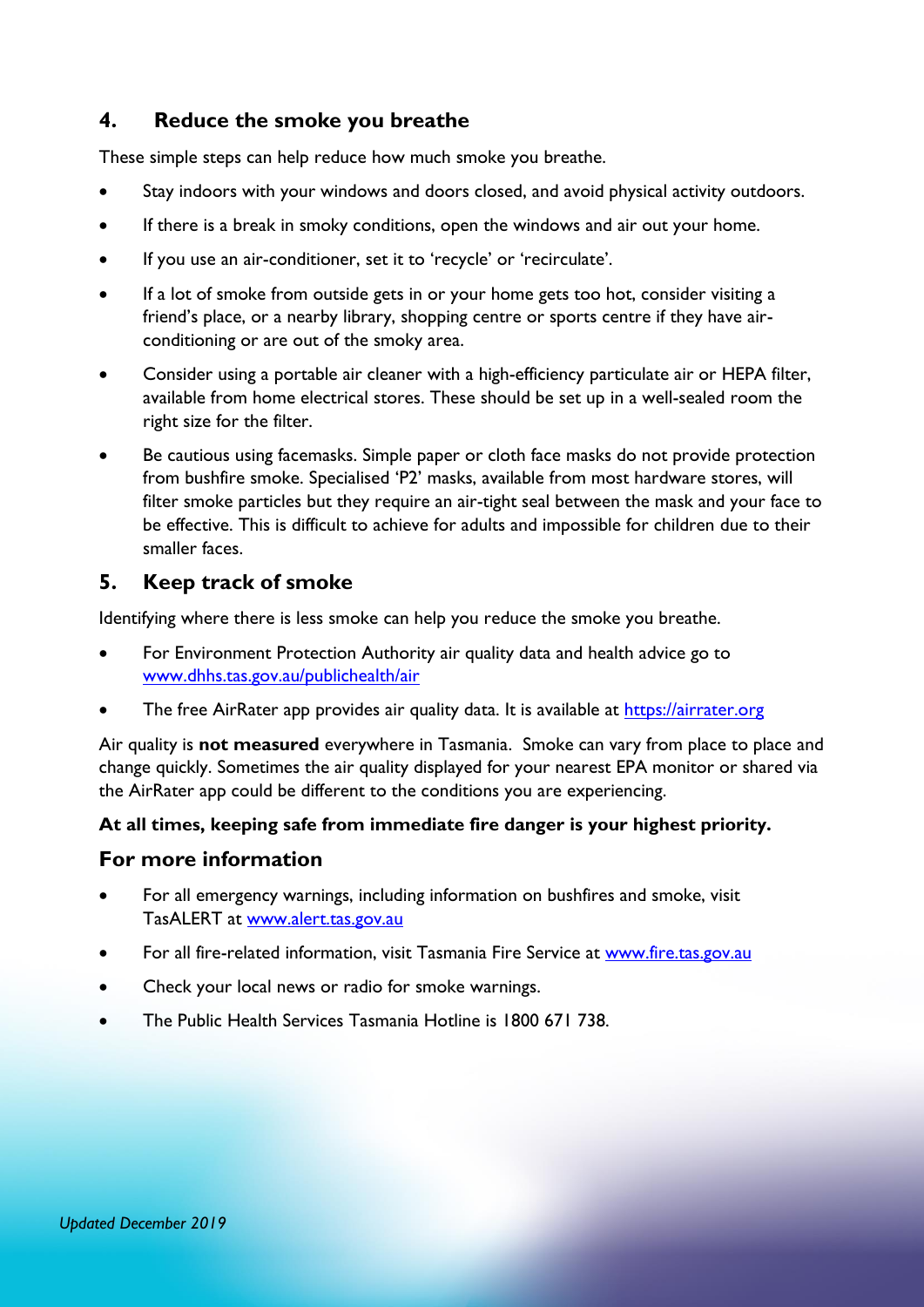## 4. Reduce the smoke you breathe

These simple steps can help reduce how much smoke you breathe.

- Stay indoors with your windows and doors closed, and avoid physical activity outdoors.
- If there is a break in smoky conditions, open the windows and air out your home.
- If you use an air-conditioner, set it to 'recycle' or 'recirculate'.
- If a lot of smoke from outside gets in or your home gets too hot, consider visiting a friend's place, or a nearby library, shopping centre or sports centre if they have air-conditioning or are out of the smoky area.
- Consider using a portable air cleaner with a high-efficiency particulate air or HEPA filter, available from home electrical stores. These should be set up in a well-sealed room the right size for the filter.
- Be cautious using facemasks. Simple paper or cloth face masks do not provide protection from bushfire smoke. Specialised 'P2' masks, available from most hardware stores, will filter smoke particles but they require an air-tight seal between the mask and your face to be effective. This is difficult to achieve for adults and impossible for children due to their smaller faces.

## 5. Keep track of smoke

Identifying where there is less smoke can help you reduce the smoke you breathe.

- For Environment Protection Authority air quality data and health advice go to [www.dhhs.tas.gov.au/publichealth/air](www.dhhs.tas.gov.au/publichealth/air)
- The free AirRater app provides air quality data. It is available at [https://airrater.org](https://airrater.org)

Air quality is **not measured** everywhere in Tasmania. Smoke can vary from place to place and change quickly. Sometimes the air quality displayed for your nearest EPA monitor or shared via the AirRater app could be different to the conditions you are experiencing.

**At all times, keeping safe from immediate fire danger is your highest priority.**

## For more information

- For all emergency warnings, including information on bushfires and smoke, visit TasALERT at [www.alert.tas.gov.au](www.alert.tas.gov.au)
- For all fire-related information, visit Tasmania Fire Service at [www.fire.tas.gov.au](www.fire.tas.gov.au)
- Check your local news or radio for smoke warnings.
- The Public Health Services Tasmania Hotline is 1800 671 738.

*Updated December 2019*